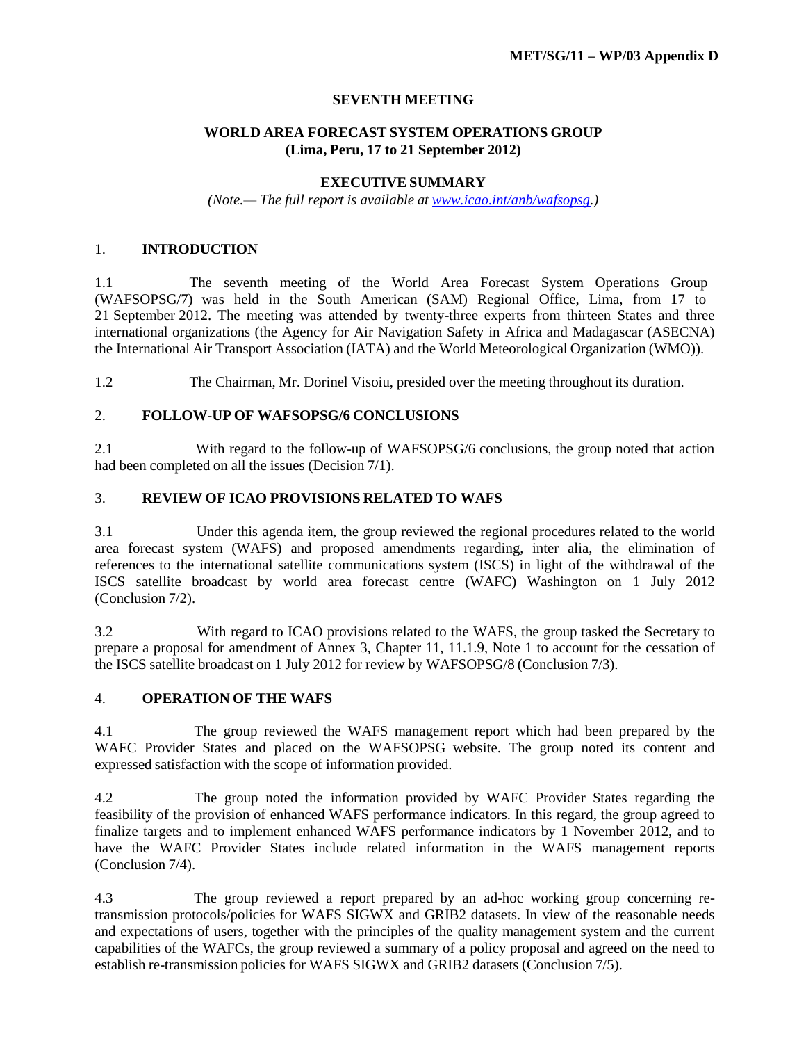**MET/SG/11 – WP/03 Appendix D**

**SEVENTH MEETING**

**WORLD AREA FORECAST SYSTEM OPERATIONS GROUP**
**(Lima, Peru, 17 to 21 September 2012)**

**EXECUTIVE SUMMARY**

*(Note.— The full report is available at [www.icao.int/anb/wafsopsg](www.icao.int/anb/wafsopsg).)*

## 1. INTRODUCTION

1.1 The seventh meeting of the World Area Forecast System Operations Group (WAFSOPSG/7) was held in the South American (SAM) Regional Office, Lima, from 17 to 21 September 2012. The meeting was attended by twenty-three experts from thirteen States and three international organizations (the Agency for Air Navigation Safety in Africa and Madagascar (ASECNA) the International Air Transport Association (IATA) and the World Meteorological Organization (WMO)).

1.2 The Chairman, Mr. Dorinel Visoiu, presided over the meeting throughout its duration.

## 2. FOLLOW-UP OF WAFSOPSG/6 CONCLUSIONS

2.1 With regard to the follow-up of WAFSOPSG/6 conclusions, the group noted that action had been completed on all the issues (Decision 7/1).

## 3. REVIEW OF ICAO PROVISIONS RELATED TO WAFS

3.1 Under this agenda item, the group reviewed the regional procedures related to the world area forecast system (WAFS) and proposed amendments regarding, inter alia, the elimination of references to the international satellite communications system (ISCS) in light of the withdrawal of the ISCS satellite broadcast by world area forecast centre (WAFC) Washington on 1 July 2012 (Conclusion 7/2).

3.2 With regard to ICAO provisions related to the WAFS, the group tasked the Secretary to prepare a proposal for amendment of Annex 3, Chapter 11, 11.1.9, Note 1 to account for the cessation of the ISCS satellite broadcast on 1 July 2012 for review by WAFSOPSG/8 (Conclusion 7/3).

## 4. OPERATION OF THE WAFS

4.1 The group reviewed the WAFS management report which had been prepared by the WAFC Provider States and placed on the WAFSOPSG website. The group noted its content and expressed satisfaction with the scope of information provided.

4.2 The group noted the information provided by WAFC Provider States regarding the feasibility of the provision of enhanced WAFS performance indicators. In this regard, the group agreed to finalize targets and to implement enhanced WAFS performance indicators by 1 November 2012, and to have the WAFC Provider States include related information in the WAFS management reports (Conclusion 7/4).

4.3 The group reviewed a report prepared by an ad-hoc working group concerning re-transmission protocols/policies for WAFS SIGWX and GRIB2 datasets. In view of the reasonable needs and expectations of users, together with the principles of the quality management system and the current capabilities of the WAFCs, the group reviewed a summary of a policy proposal and agreed on the need to establish re-transmission policies for WAFS SIGWX and GRIB2 datasets (Conclusion 7/5).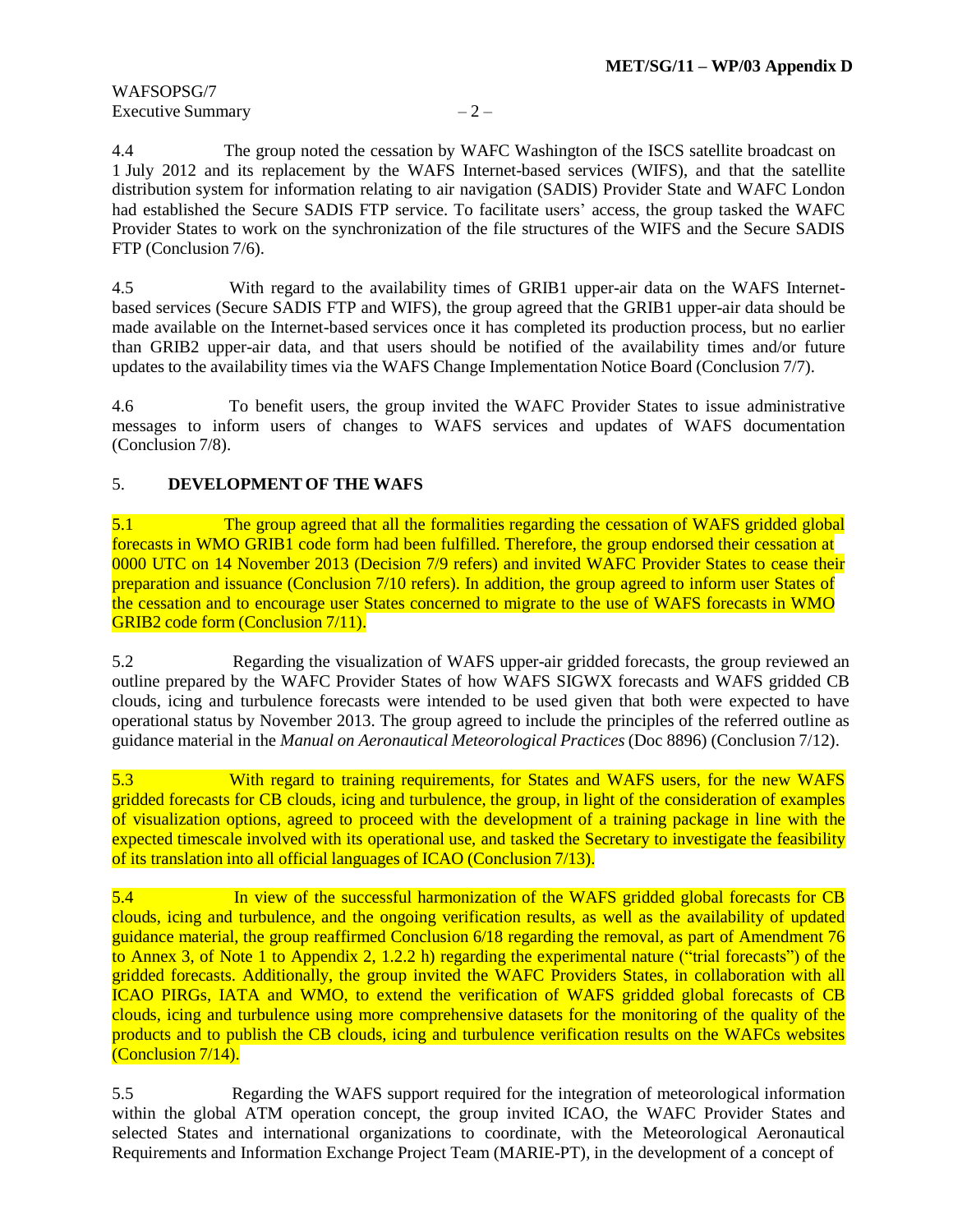4.4 The group noted the cessation by WAFC Washington of the ISCS satellite broadcast on 1 July 2012 and its replacement by the WAFS Internet-based services (WIFS), and that the satellite distribution system for information relating to air navigation (SADIS) Provider State and WAFC London had established the Secure SADIS FTP service. To facilitate users' access, the group tasked the WAFC Provider States to work on the synchronization of the file structures of the WIFS and the Secure SADIS FTP (Conclusion 7/6).

4.5 With regard to the availability times of GRIB1 upper-air data on the WAFS Internet-based services (Secure SADIS FTP and WIFS), the group agreed that the GRIB1 upper-air data should be made available on the Internet-based services once it has completed its production process, but no earlier than GRIB2 upper-air data, and that users should be notified of the availability times and/or future updates to the availability times via the WAFS Change Implementation Notice Board (Conclusion 7/7).

4.6 To benefit users, the group invited the WAFC Provider States to issue administrative messages to inform users of changes to WAFS services and updates of WAFS documentation (Conclusion 7/8).

## 5. DEVELOPMENT OF THE WAFS

5.1 The group agreed that all the formalities regarding the cessation of WAFS gridded global forecasts in WMO GRIB1 code form had been fulfilled. Therefore, the group endorsed their cessation at 0000 UTC on 14 November 2013 (Decision 7/9 refers) and invited WAFC Provider States to cease their preparation and issuance (Conclusion 7/10 refers). In addition, the group agreed to inform user States of the cessation and to encourage user States concerned to migrate to the use of WAFS forecasts in WMO GRIB2 code form (Conclusion 7/11).

5.2 Regarding the visualization of WAFS upper-air gridded forecasts, the group reviewed an outline prepared by the WAFC Provider States of how WAFS SIGWX forecasts and WAFS gridded CB clouds, icing and turbulence forecasts were intended to be used given that both were expected to have operational status by November 2013. The group agreed to include the principles of the referred outline as guidance material in the *Manual on Aeronautical Meteorological Practices* (Doc 8896) (Conclusion 7/12).

5.3 With regard to training requirements, for States and WAFS users, for the new WAFS gridded forecasts for CB clouds, icing and turbulence, the group, in light of the consideration of examples of visualization options, agreed to proceed with the development of a training package in line with the expected timescale involved with its operational use, and tasked the Secretary to investigate the feasibility of its translation into all official languages of ICAO (Conclusion 7/13).

5.4 In view of the successful harmonization of the WAFS gridded global forecasts for CB clouds, icing and turbulence, and the ongoing verification results, as well as the availability of updated guidance material, the group reaffirmed Conclusion 6/18 regarding the removal, as part of Amendment 76 to Annex 3, of Note 1 to Appendix 2, 1.2.2 h) regarding the experimental nature ("trial forecasts") of the gridded forecasts. Additionally, the group invited the WAFC Providers States, in collaboration with all ICAO PIRGs, IATA and WMO, to extend the verification of WAFS gridded global forecasts of CB clouds, icing and turbulence using more comprehensive datasets for the monitoring of the quality of the products and to publish the CB clouds, icing and turbulence verification results on the WAFCs websites (Conclusion 7/14).

5.5 Regarding the WAFS support required for the integration of meteorological information within the global ATM operation concept, the group invited ICAO, the WAFC Provider States and selected States and international organizations to coordinate, with the Meteorological Aeronautical Requirements and Information Exchange Project Team (MARIE-PT), in the development of a concept of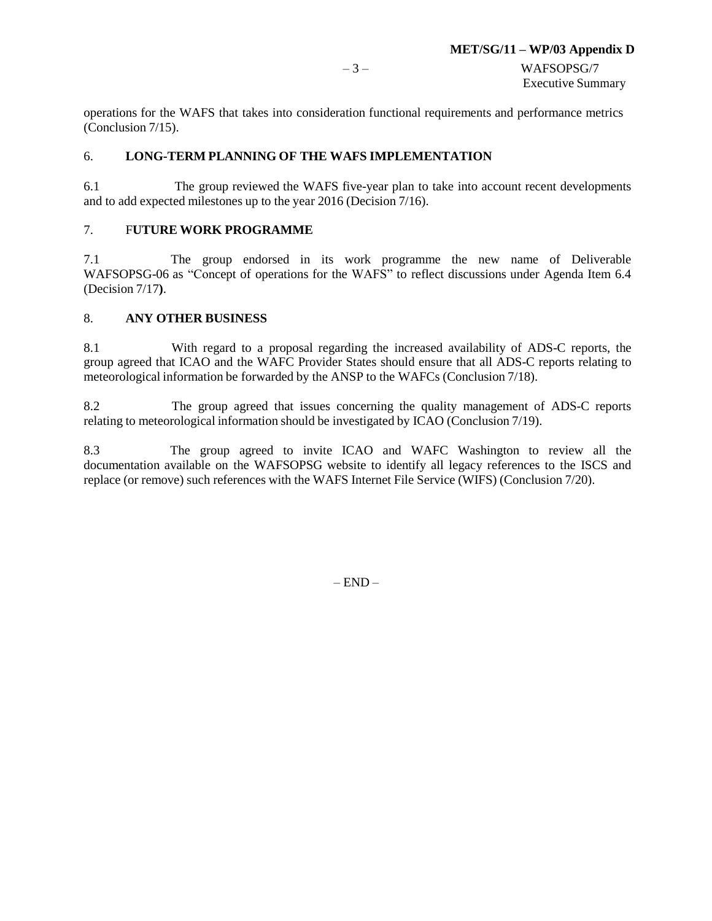operations for the WAFS that takes into consideration functional requirements and performance metrics (Conclusion 7/15).

## 6. LONG-TERM PLANNING OF THE WAFS IMPLEMENTATION

6.1 The group reviewed the WAFS five-year plan to take into account recent developments and to add expected milestones up to the year 2016 (Decision 7/16).

## 7. FUTURE WORK PROGRAMME

7.1 The group endorsed in its work programme the new name of Deliverable WAFSOPSG-06 as "Concept of operations for the WAFS" to reflect discussions under Agenda Item 6.4 (Decision 7/17).

## 8. ANY OTHER BUSINESS

8.1 With regard to a proposal regarding the increased availability of ADS-C reports, the group agreed that ICAO and the WAFC Provider States should ensure that all ADS-C reports relating to meteorological information be forwarded by the ANSP to the WAFCs (Conclusion 7/18).

8.2 The group agreed that issues concerning the quality management of ADS-C reports relating to meteorological information should be investigated by ICAO (Conclusion 7/19).

8.3 The group agreed to invite ICAO and WAFC Washington to review all the documentation available on the WAFSOPSG website to identify all legacy references to the ISCS and replace (or remove) such references with the WAFS Internet File Service (WIFS) (Conclusion 7/20).

– END –